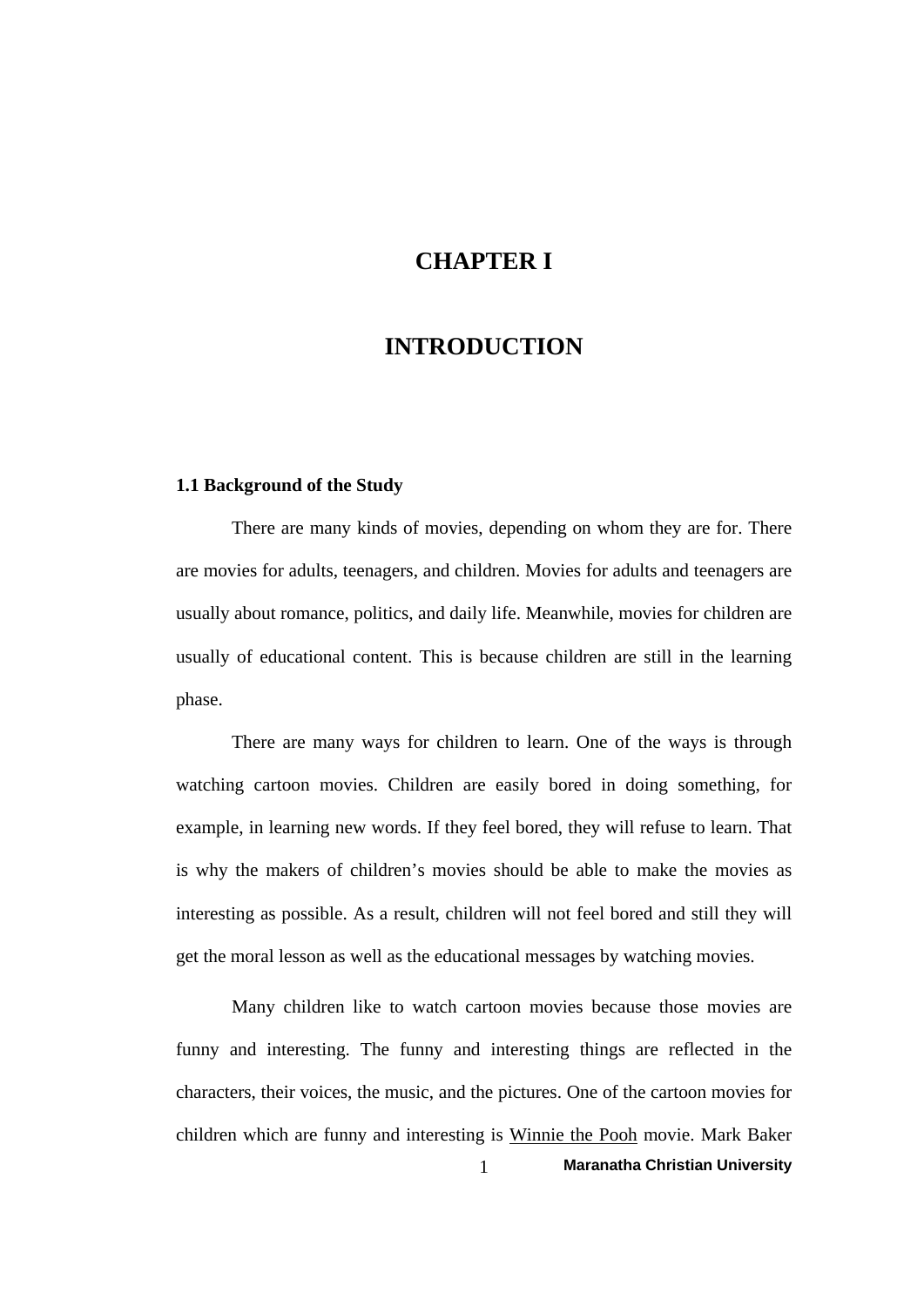# CHAPTER I

# INTRODUCTION

### 1.1 Background of the Study

There are many kinds of movies, depending on whom they are for. There are movies for adults, teenagers, and children. Movies for adults and teenagers are usually about romance, politics, and daily life. Meanwhile, movies for children are usually of educational content. This is because children are still in the learning phase.

There are many ways for children to learn. One of the ways is through watching cartoon movies. Children are easily bored in doing something, for example, in learning new words. If they feel bored, they will refuse to learn. That is why the makers of children's movies should be able to make the movies as interesting as possible. As a result, children will not feel bored and still they will get the moral lesson as well as the educational messages by watching movies.

Many children like to watch cartoon movies because those movies are funny and interesting. The funny and interesting things are reflected in the characters, their voices, the music, and the pictures. One of the cartoon movies for children which are funny and interesting is <u>Winnie the Pooh</u> movie. Mark Baker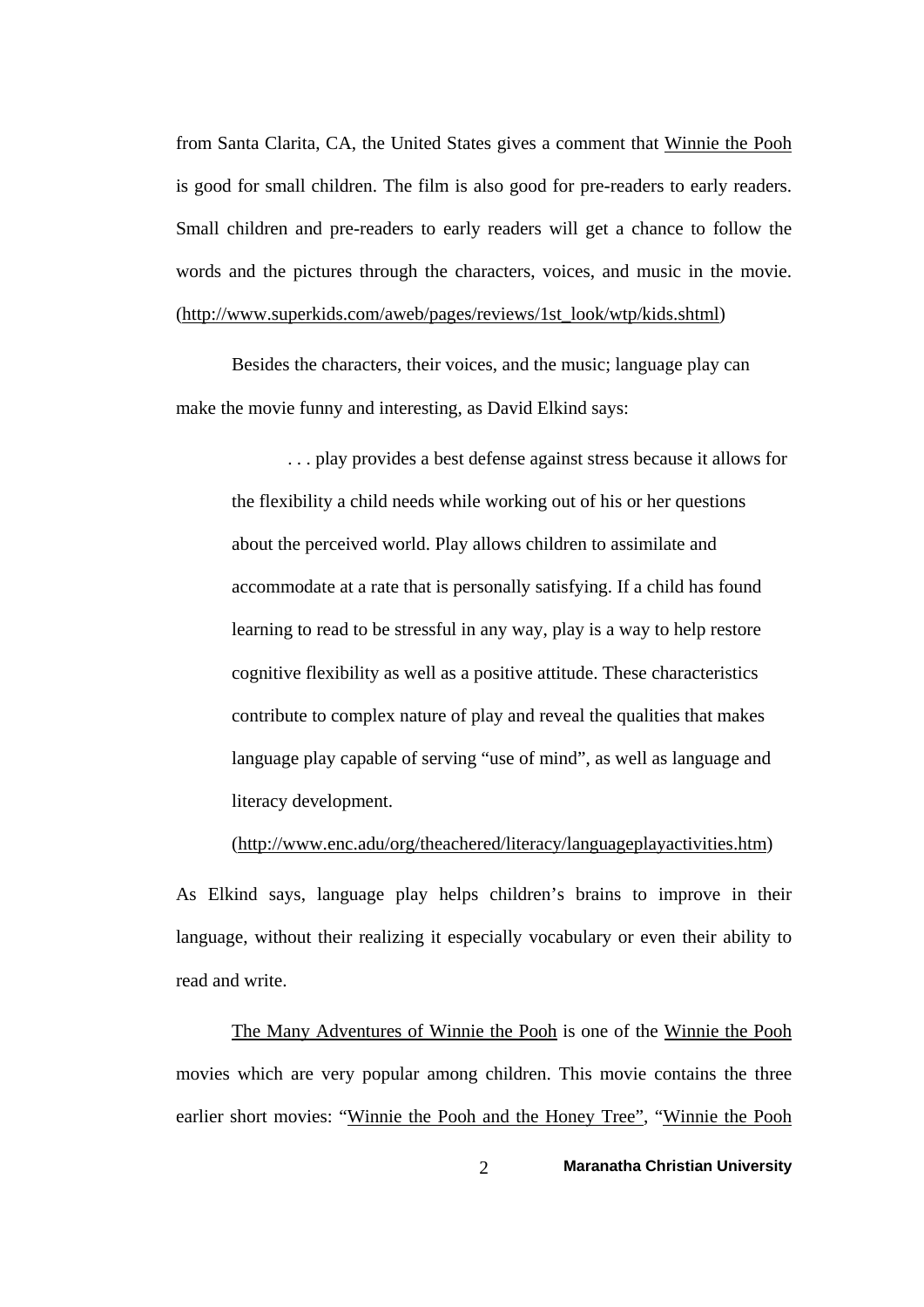from Santa Clarita, CA, the United States gives a comment that Winnie the Pooh is good for small children. The film is also good for pre-readers to early readers. Small children and pre-readers to early readers will get a chance to follow the words and the pictures through the characters, voices, and music in the movie. (http://www.superkids.com/aweb/pages/reviews/1st_look/wtp/kids.shtml)

Besides the characters, their voices, and the music; language play can make the movie funny and interesting, as David Elkind says:

> . . . play provides a best defense against stress because it allows for the flexibility a child needs while working out of his or her questions about the perceived world. Play allows children to assimilate and accommodate at a rate that is personally satisfying. If a child has found learning to read to be stressful in any way, play is a way to help restore cognitive flexibility as well as a positive attitude. These characteristics contribute to complex nature of play and reveal the qualities that makes language play capable of serving "use of mind", as well as language and literacy development.
>
> (http://www.enc.adu/org/theachered/literacy/languageplayactivities.htm)

As Elkind says, language play helps children's brains to improve in their language, without their realizing it especially vocabulary or even their ability to read and write.

The Many Adventures of Winnie the Pooh is one of the Winnie the Pooh movies which are very popular among children. This movie contains the three earlier short movies: "Winnie the Pooh and the Honey Tree", "Winnie the Pooh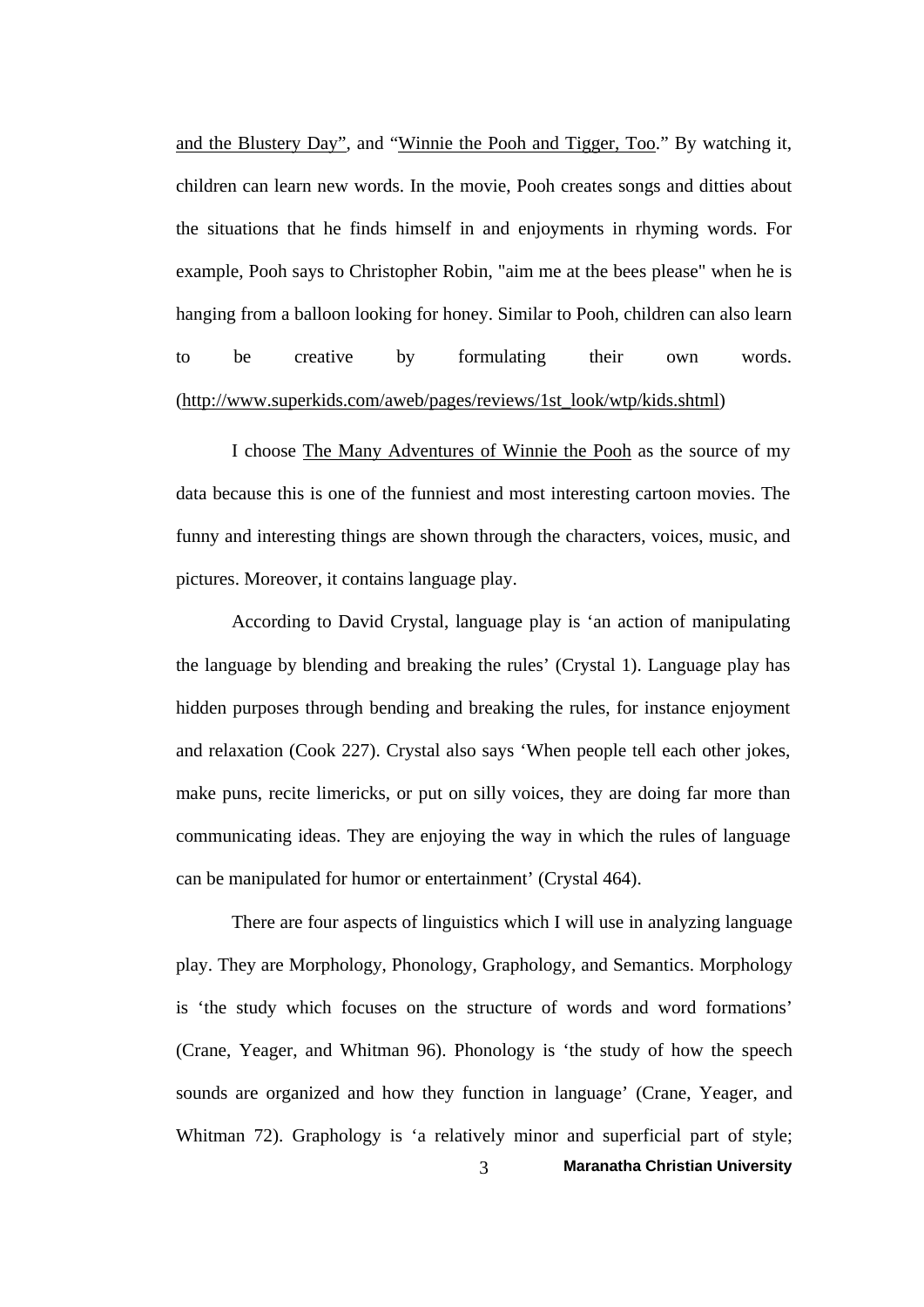and the Blustery Day", and "Winnie the Pooh and Tigger, Too." By watching it, children can learn new words. In the movie, Pooh creates songs and ditties about the situations that he finds himself in and enjoyments in rhyming words. For example, Pooh says to Christopher Robin, "aim me at the bees please" when he is hanging from a balloon looking for honey. Similar to Pooh, children can also learn to be creative by formulating their own words. (http://www.superkids.com/aweb/pages/reviews/1st_look/wtp/kids.shtml)

I choose The Many Adventures of Winnie the Pooh as the source of my data because this is one of the funniest and most interesting cartoon movies. The funny and interesting things are shown through the characters, voices, music, and pictures. Moreover, it contains language play.

According to David Crystal, language play is 'an action of manipulating the language by blending and breaking the rules' (Crystal 1). Language play has hidden purposes through bending and breaking the rules, for instance enjoyment and relaxation (Cook 227). Crystal also says 'When people tell each other jokes, make puns, recite limericks, or put on silly voices, they are doing far more than communicating ideas. They are enjoying the way in which the rules of language can be manipulated for humor or entertainment' (Crystal 464).

There are four aspects of linguistics which I will use in analyzing language play. They are Morphology, Phonology, Graphology, and Semantics. Morphology is 'the study which focuses on the structure of words and word formations' (Crane, Yeager, and Whitman 96). Phonology is 'the study of how the speech sounds are organized and how they function in language' (Crane, Yeager, and Whitman 72). Graphology is 'a relatively minor and superficial part of style;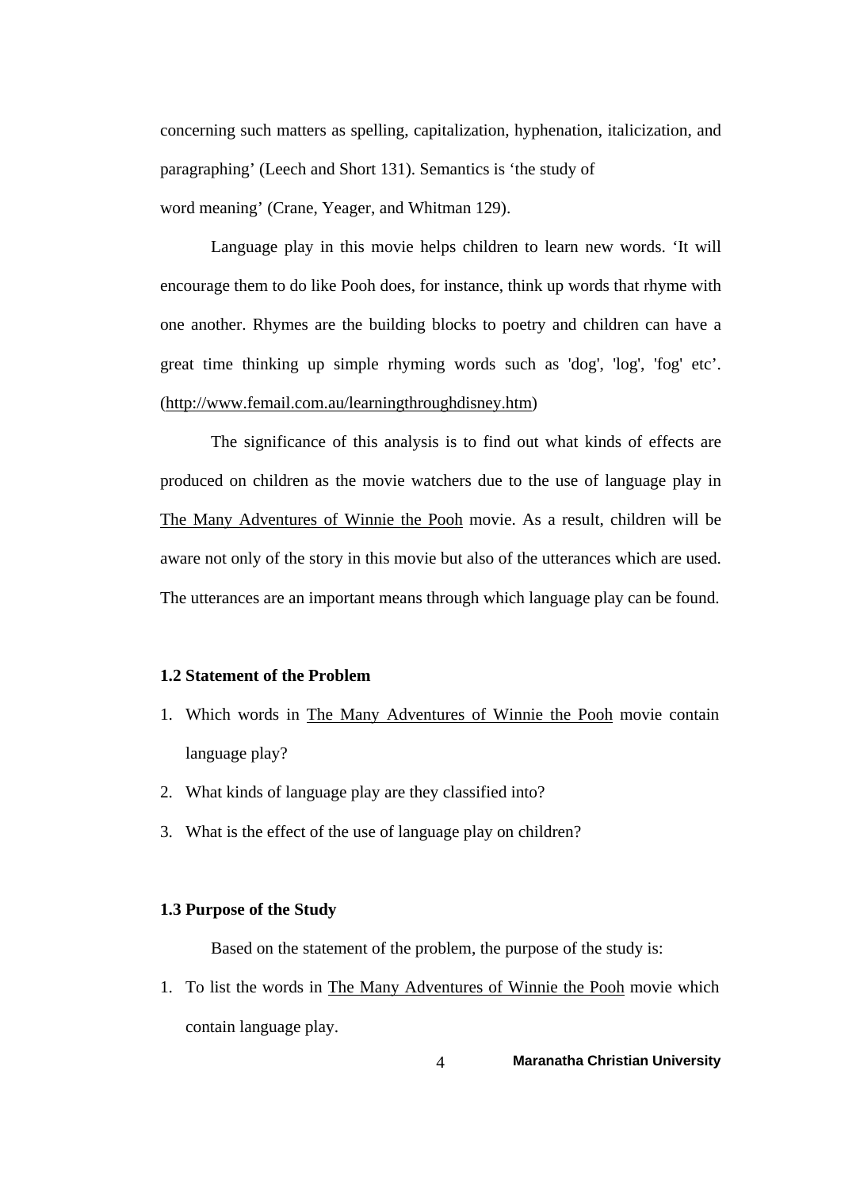concerning such matters as spelling, capitalization, hyphenation, italicization, and paragraphing' (Leech and Short 131). Semantics is 'the study of word meaning' (Crane, Yeager, and Whitman 129).

Language play in this movie helps children to learn new words. 'It will encourage them to do like Pooh does, for instance, think up words that rhyme with one another. Rhymes are the building blocks to poetry and children can have a great time thinking up simple rhyming words such as 'dog', 'log', 'fog' etc'. (http://www.femail.com.au/learningthroughdisney.htm)

The significance of this analysis is to find out what kinds of effects are produced on children as the movie watchers due to the use of language play in The Many Adventures of Winnie the Pooh movie. As a result, children will be aware not only of the story in this movie but also of the utterances which are used. The utterances are an important means through which language play can be found.

### 1.2 Statement of the Problem

1. Which words in The Many Adventures of Winnie the Pooh movie contain language play?
2. What kinds of language play are they classified into?
3. What is the effect of the use of language play on children?

### 1.3 Purpose of the Study

Based on the statement of the problem, the purpose of the study is:

1. To list the words in The Many Adventures of Winnie the Pooh movie which contain language play.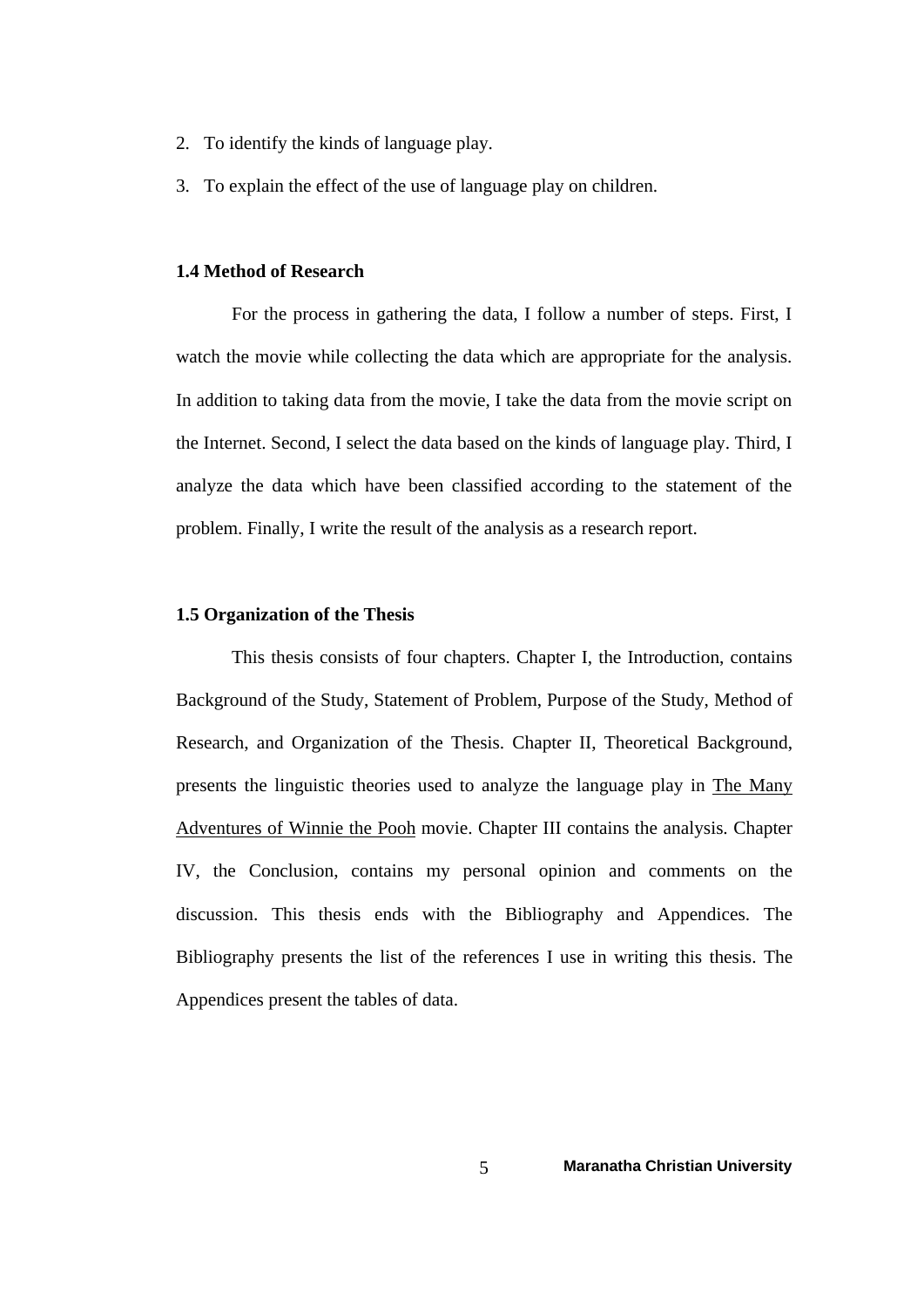2. To identify the kinds of language play.
3. To explain the effect of the use of language play on children.

### 1.4 Method of Research

For the process in gathering the data, I follow a number of steps. First, I watch the movie while collecting the data which are appropriate for the analysis. In addition to taking data from the movie, I take the data from the movie script on the Internet. Second, I select the data based on the kinds of language play. Third, I analyze the data which have been classified according to the statement of the problem. Finally, I write the result of the analysis as a research report.

### 1.5 Organization of the Thesis

This thesis consists of four chapters. Chapter I, the Introduction, contains Background of the Study, Statement of Problem, Purpose of the Study, Method of Research, and Organization of the Thesis. Chapter II, Theoretical Background, presents the linguistic theories used to analyze the language play in The Many Adventures of Winnie the Pooh movie. Chapter III contains the analysis. Chapter IV, the Conclusion, contains my personal opinion and comments on the discussion. This thesis ends with the Bibliography and Appendices. The Bibliography presents the list of the references I use in writing this thesis. The Appendices present the tables of data.